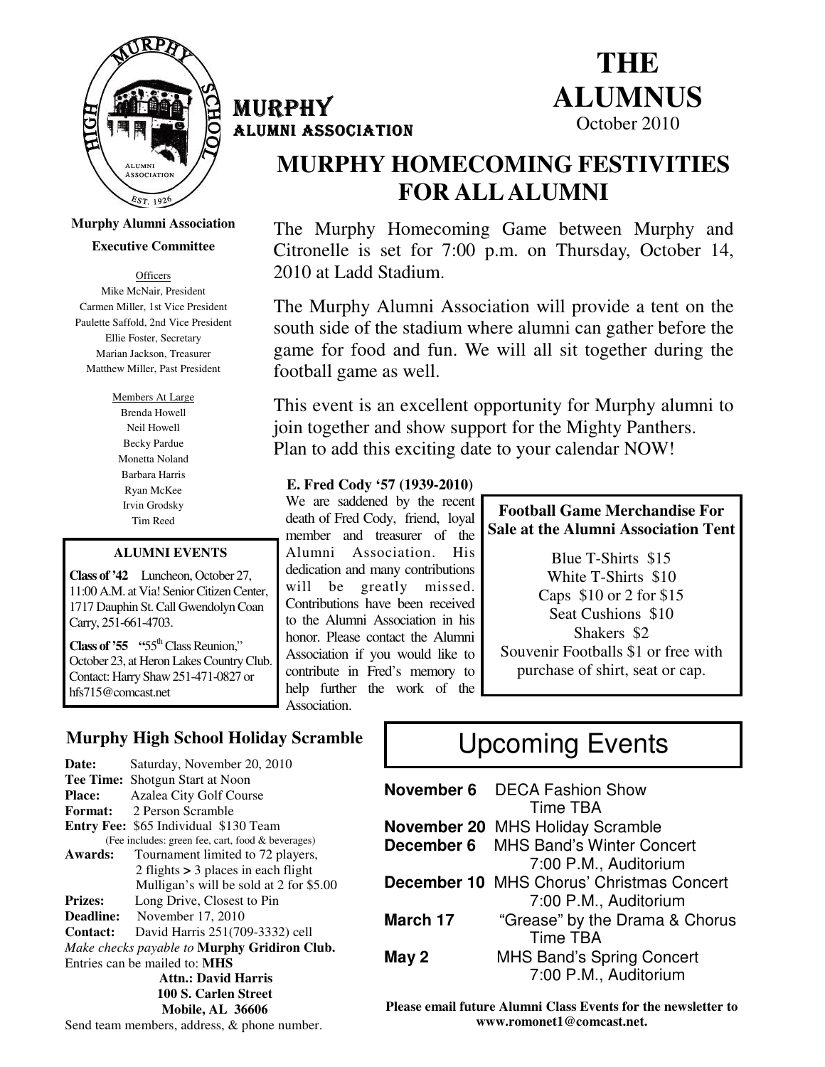# THE ALUMNUS

October 2010

MURPHY ALUMNI ASSOCIATION

## MURPHY HOMECOMING FESTIVITIES FOR ALL ALUMNI

The Murphy Homecoming Game between Murphy and Citronelle is set for 7:00 p.m. on Thursday, October 14, 2010 at Ladd Stadium.

The Murphy Alumni Association will provide a tent on the south side of the stadium where alumni can gather before the game for food and fun. We will all sit together during the football game as well.

This event is an excellent opportunity for Murphy alumni to join together and show support for the Mighty Panthers. Plan to add this exciting date to your calendar NOW!

**Murphy Alumni Association**

**Executive Committee**

Officers

Mike McNair, President
Carmen Miller, 1st Vice President
Paulette Saffold, 2nd Vice President
Ellie Foster, Secretary
Marian Jackson, Treasurer
Matthew Miller, Past President

Members At Large

Brenda Howell
Neil Howell
Becky Pardue
Monetta Noland
Barbara Harris
Ryan McKee
Irvin Grodsky
Tim Reed

### ALUMNI EVENTS

**Class of '42** Luncheon, October 27, 11:00 A.M. at Via! Senior Citizen Center, 1717 Dauphin St. Call Gwendolyn Coan Carry, 251-661-4703.

**Class of '55** **"55th Class Reunion,"** October 23, at Heron Lakes Country Club. Contact: Harry Shaw 251-471-0827 or hfs715@comcast.net

**E. Fred Cody '57 (1939-2010)**

We are saddened by the recent death of Fred Cody, friend, loyal member and treasurer of the Alumni Association. His dedication and many contributions will be greatly missed. Contributions have been received to the Alumni Association in his honor. Please contact the Alumni Association if you would like to contribute in Fred's memory to help further the work of the Association.

### Football Game Merchandise For Sale at the Alumni Association Tent

Blue T-Shirts $15
White T-Shirts $10
Caps $10 or 2 for $15
Seat Cushions $10
Shakers $2
Souvenir Footballs $1 or free with purchase of shirt, seat or cap.

### Murphy High School Holiday Scramble

**Date:** Saturday, November 20, 2010
**Tee Time:** Shotgun Start at Noon
**Place:** Azalea City Golf Course
**Format:** 2 Person Scramble
**Entry Fee:** $65 Individual $130 Team
(Fee includes: green fee, cart, food & beverages)
**Awards:** Tournament limited to 72 players, 2 flights > 3 places in each flight
Mulligan's will be sold at 2 for $5.00
**Prizes:** Long Drive, Closest to Pin
**Deadline:** November 17, 2010
**Contact:** David Harris 251(709-3332) cell

*Make checks payable to* **Murphy Gridiron Club.**

Entries can be mailed to: **MHS**

**Attn.: David Harris**
**100 S. Carlen Street**
**Mobile, AL 36606**

Send team members, address, & phone number.

## Upcoming Events

**November 6** DECA Fashion Show
Time TBA

**November 20** MHS Holiday Scramble

**December 6** MHS Band's Winter Concert
7:00 P.M., Auditorium

**December 10** MHS Chorus' Christmas Concert
7:00 P.M., Auditorium

**March 17** "Grease" by the Drama & Chorus
Time TBA

**May 2** MHS Band's Spring Concert
7:00 P.M., Auditorium

**Please email future Alumni Class Events for the newsletter to www.romonet1@comcast.net.**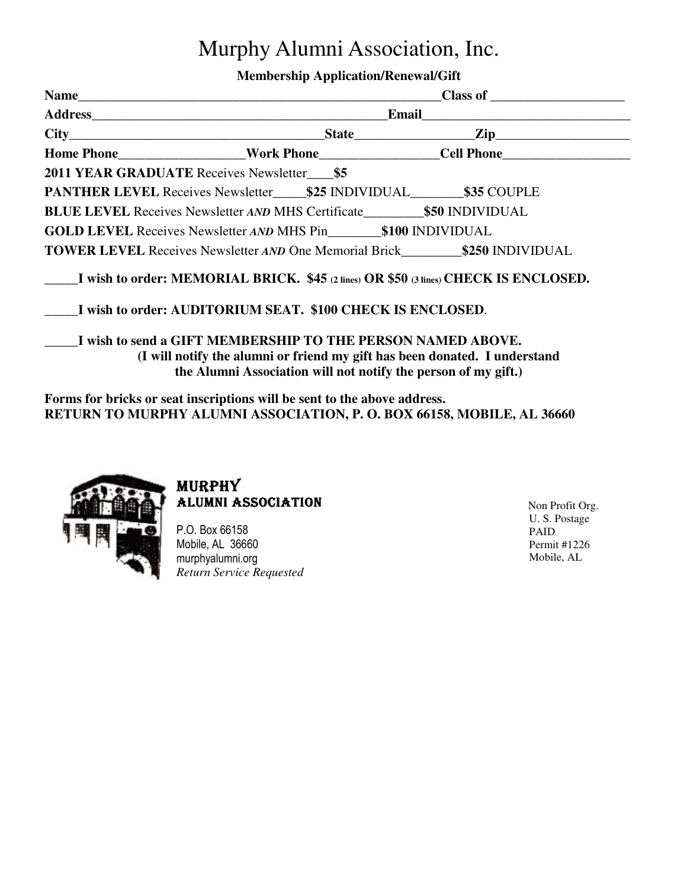# Murphy Alumni Association, Inc.

**Membership Application/Renewal/Gift**

**Name**_______________________________________________________**Class of** ____________________

**Address**_____________________________________________**Email**________________________________

**City**_______________________________________**State**_________________**Zip**____________________

**Home Phone**___________________**Work Phone**_________________**Cell Phone**___________________

**2011 YEAR GRADUATE** Receives Newsletter____**$5**

**PANTHER LEVEL** Receives Newsletter_____**$25** INDIVIDUAL________**$35** COUPLE

**BLUE LEVEL** Receives Newsletter ***AND*** MHS Certificate_________**$50** INDIVIDUAL

**GOLD LEVEL** Receives Newsletter ***AND*** MHS Pin________**$100** INDIVIDUAL

**TOWER LEVEL** Receives Newsletter ***AND*** One Memorial Brick_________**$250** INDIVIDUAL

**_____I wish to order: MEMORIAL BRICK. $45 (2 lines) OR $50 (3 lines) CHECK IS ENCLOSED.**

**_____I wish to order: AUDITORIUM SEAT. $100 CHECK IS ENCLOSED**.

**_____I wish to send a GIFT MEMBERSHIP TO THE PERSON NAMED ABOVE.**
**(I will notify the alumni or friend my gift has been donated. I understand the Alumni Association will not notify the person of my gift.)**

**Forms for bricks or seat inscriptions will be sent to the above address.**
**RETURN TO MURPHY ALUMNI ASSOCIATION, P. O. BOX 66158, MOBILE, AL 36660**

MURPHY
ALUMNI ASSOCIATION

P.O. Box 66158
Mobile, AL 36660
murphyalumni.org
*Return Service Requested*

Non Profit Org.
U. S. Postage
PAID
Permit #1226
Mobile, AL